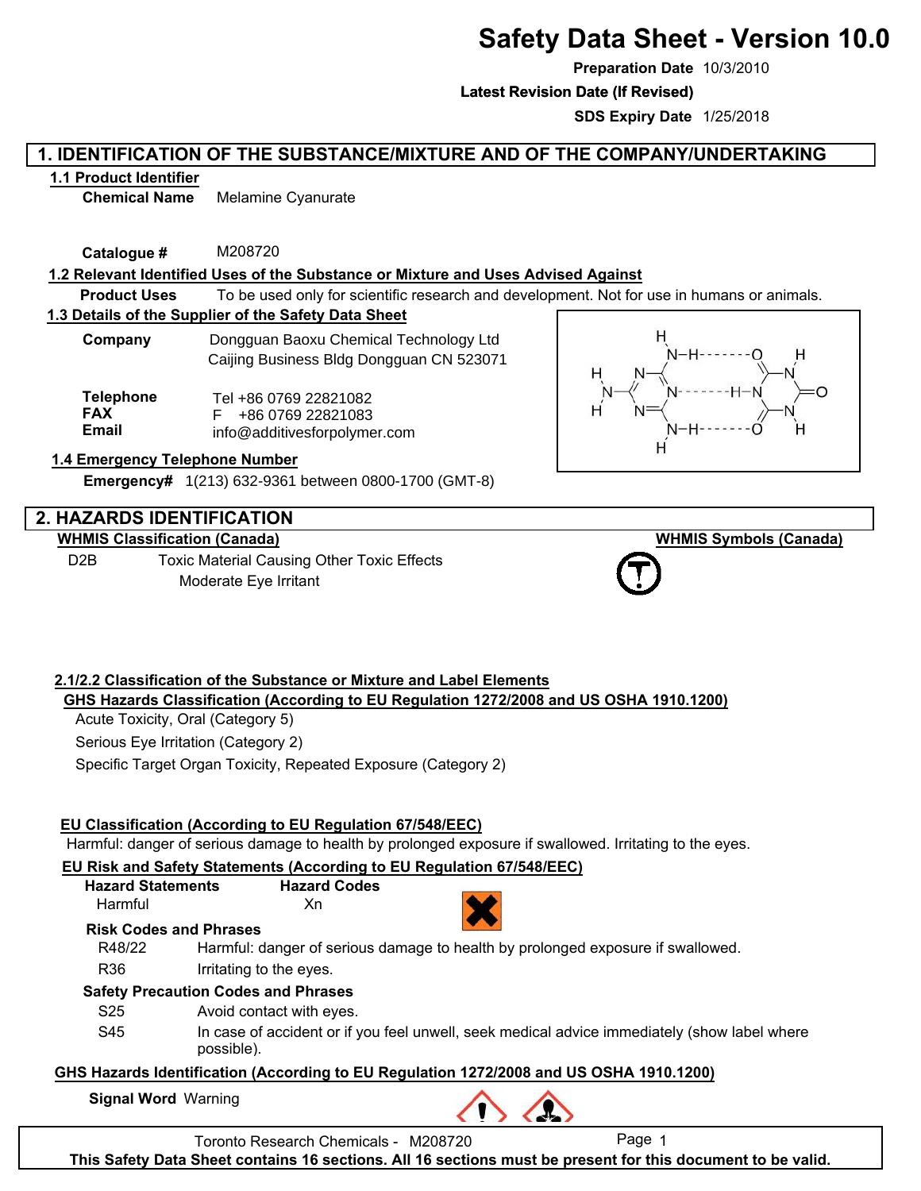# Safety Data Sheet - Version 10.0

**Preparation Date** 10/3/2010

**Latest Revision Date (If Revised)**

**SDS Expiry Date** 1/25/2018

## 1. IDENTIFICATION OF THE SUBSTANCE/MIXTURE AND OF THE COMPANY/UNDERTAKING

### 1.1 Product Identifier

**Chemical Name** Melamine Cyanurate

**Catalogue #** M208720

### 1.2 Relevant Identified Uses of the Substance or Mixture and Uses Advised Against

**Product Uses** To be used only for scientific research and development. Not for use in humans or animals.

### 1.3 Details of the Supplier of the Safety Data Sheet

**Company** Dongguan Baoxu Chemical Technology Ltd
Caijing Business Bldg Dongguan CN 523071

**Telephone** Tel +86 0769 22821082
**FAX** F +86 0769 22821083
**Email** info@additivesforpolymer.com

### 1.4 Emergency Telephone Number

**Emergency#** 1(213) 632-9361 between 0800-1700 (GMT-8)

## 2. HAZARDS IDENTIFICATION

**WHMIS Classification (Canada)**

D2B Toxic Material Causing Other Toxic Effects
Moderate Eye Irritant

**WHMIS Symbols (Canada)**

### 2.1/2.2 Classification of the Substance or Mixture and Label Elements

**GHS Hazards Classification (According to EU Regulation 1272/2008 and US OSHA 1910.1200)**

Acute Toxicity, Oral (Category 5)

Serious Eye Irritation (Category 2)

Specific Target Organ Toxicity, Repeated Exposure (Category 2)

**EU Classification (According to EU Regulation 67/548/EEC)**

Harmful: danger of serious damage to health by prolonged exposure if swallowed. Irritating to the eyes.

**EU Risk and Safety Statements (According to EU Regulation 67/548/EEC)**

| Hazard Statements | Hazard Codes |
|---|---|
| Harmful | Xn |

**Risk Codes and Phrases**

R48/22 Harmful: danger of serious damage to health by prolonged exposure if swallowed.

R36 Irritating to the eyes.

**Safety Precaution Codes and Phrases**

S25 Avoid contact with eyes.

S45 In case of accident or if you feel unwell, seek medical advice immediately (show label where possible).

**GHS Hazards Identification (According to EU Regulation 1272/2008 and US OSHA 1910.1200)**

**Signal Word** Warning

Toronto Research Chemicals - M208720

This Safety Data Sheet contains 16 sections. All 16 sections must be present for this document to be valid.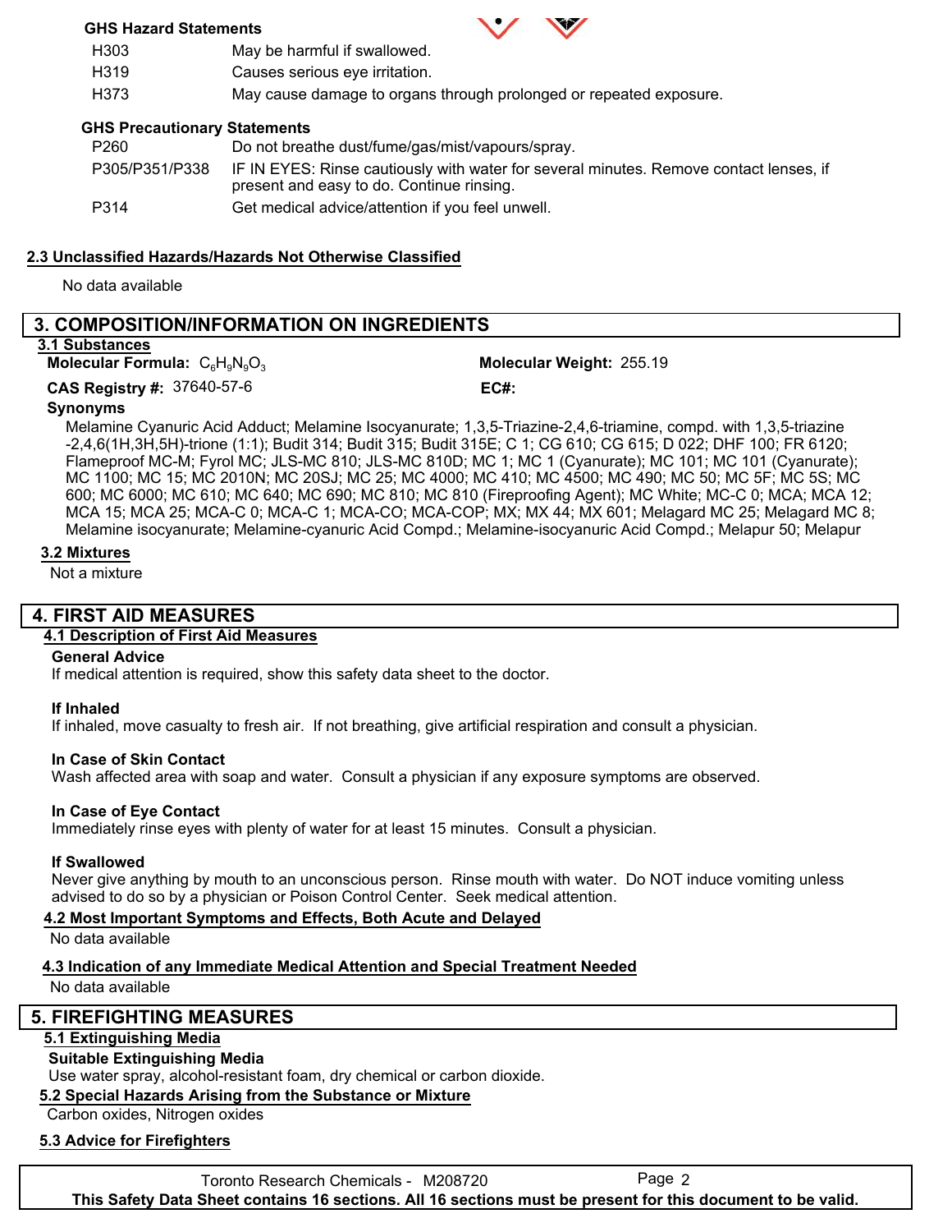**GHS Hazard Statements**

| | |
|---|---|
| H303 | May be harmful if swallowed. |
| H319 | Causes serious eye irritation. |
| H373 | May cause damage to organs through prolonged or repeated exposure. |

**GHS Precautionary Statements**

| | |
|---|---|
| P260 | Do not breathe dust/fume/gas/mist/vapours/spray. |
| P305/P351/P338 | IF IN EYES: Rinse cautiously with water for several minutes. Remove contact lenses, if present and easy to do. Continue rinsing. |
| P314 | Get medical advice/attention if you feel unwell. |

### 2.3 Unclassified Hazards/Hazards Not Otherwise Classified

No data available

## 3. COMPOSITION/INFORMATION ON INGREDIENTS

### 3.1 Substances

**Molecular Formula:** $C_6H_9N_9O_3$

**Molecular Weight:** 255.19

**CAS Registry #:** 37640-57-6

**EC#:**

**Synonyms**

Melamine Cyanuric Acid Adduct; Melamine Isocyanurate; 1,3,5-Triazine-2,4,6-triamine, compd. with 1,3,5-triazine -2,4,6(1H,3H,5H)-trione (1:1); Budit 314; Budit 315; Budit 315E; C 1; CG 610; CG 615; D 022; DHF 100; FR 6120; Flameproof MC-M; Fyrol MC; JLS-MC 810; JLS-MC 810D; MC 1; MC 1 (Cyanurate); MC 101; MC 101 (Cyanurate); MC 1100; MC 15; MC 2010N; MC 20SJ; MC 25; MC 4000; MC 410; MC 4500; MC 490; MC 50; MC 5F; MC 5S; MC 600; MC 6000; MC 610; MC 640; MC 690; MC 810; MC 810 (Fireproofing Agent); MC White; MC-C 0; MCA; MCA 12; MCA 15; MCA 25; MCA-C 0; MCA-C 1; MCA-CO; MCA-COP; MX; MX 44; MX 601; Melagard MC 25; Melagard MC 8; Melamine isocyanurate; Melamine-cyanuric Acid Compd.; Melamine-isocyanuric Acid Compd.; Melapur 50; Melapur

### 3.2 Mixtures

Not a mixture

## 4. FIRST AID MEASURES

### 4.1 Description of First Aid Measures

**General Advice**

If medical attention is required, show this safety data sheet to the doctor.

**If Inhaled**

If inhaled, move casualty to fresh air. If not breathing, give artificial respiration and consult a physician.

**In Case of Skin Contact**

Wash affected area with soap and water. Consult a physician if any exposure symptoms are observed.

**In Case of Eye Contact**

Immediately rinse eyes with plenty of water for at least 15 minutes. Consult a physician.

**If Swallowed**

Never give anything by mouth to an unconscious person. Rinse mouth with water. Do NOT induce vomiting unless advised to do so by a physician or Poison Control Center. Seek medical attention.

### 4.2 Most Important Symptoms and Effects, Both Acute and Delayed

No data available

### 4.3 Indication of any Immediate Medical Attention and Special Treatment Needed

No data available

## 5. FIREFIGHTING MEASURES

### 5.1 Extinguishing Media

**Suitable Extinguishing Media**

Use water spray, alcohol-resistant foam, dry chemical or carbon dioxide.

### 5.2 Special Hazards Arising from the Substance or Mixture

Carbon oxides, Nitrogen oxides

### 5.3 Advice for Firefighters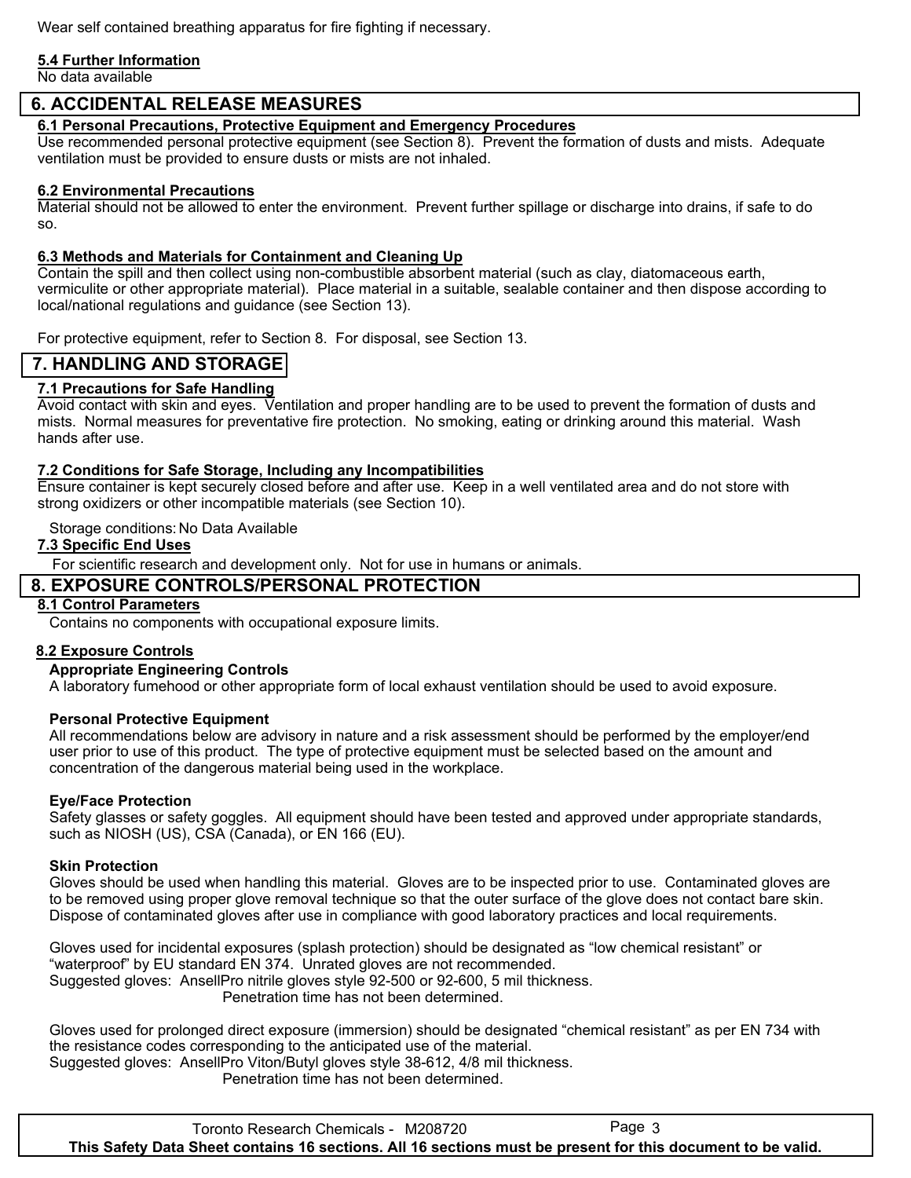Wear self contained breathing apparatus for fire fighting if necessary.

**5.4 Further Information**

No data available

## 6. ACCIDENTAL RELEASE MEASURES

**6.1 Personal Precautions, Protective Equipment and Emergency Procedures**

Use recommended personal protective equipment (see Section 8). Prevent the formation of dusts and mists. Adequate ventilation must be provided to ensure dusts or mists are not inhaled.

**6.2 Environmental Precautions**

Material should not be allowed to enter the environment. Prevent further spillage or discharge into drains, if safe to do so.

**6.3 Methods and Materials for Containment and Cleaning Up**

Contain the spill and then collect using non-combustible absorbent material (such as clay, diatomaceous earth, vermiculite or other appropriate material). Place material in a suitable, sealable container and then dispose according to local/national regulations and guidance (see Section 13).

For protective equipment, refer to Section 8. For disposal, see Section 13.

## 7. HANDLING AND STORAGE

**7.1 Precautions for Safe Handling**

Avoid contact with skin and eyes. Ventilation and proper handling are to be used to prevent the formation of dusts and mists. Normal measures for preventative fire protection. No smoking, eating or drinking around this material. Wash hands after use.

**7.2 Conditions for Safe Storage, Including any Incompatibilities**

Ensure container is kept securely closed before and after use. Keep in a well ventilated area and do not store with strong oxidizers or other incompatible materials (see Section 10).

Storage conditions: No Data Available

**7.3 Specific End Uses**

For scientific research and development only. Not for use in humans or animals.

## 8. EXPOSURE CONTROLS/PERSONAL PROTECTION

**8.1 Control Parameters**

Contains no components with occupational exposure limits.

**8.2 Exposure Controls**

**Appropriate Engineering Controls**

A laboratory fumehood or other appropriate form of local exhaust ventilation should be used to avoid exposure.

**Personal Protective Equipment**

All recommendations below are advisory in nature and a risk assessment should be performed by the employer/end user prior to use of this product. The type of protective equipment must be selected based on the amount and concentration of the dangerous material being used in the workplace.

**Eye/Face Protection**

Safety glasses or safety goggles. All equipment should have been tested and approved under appropriate standards, such as NIOSH (US), CSA (Canada), or EN 166 (EU).

**Skin Protection**

Gloves should be used when handling this material. Gloves are to be inspected prior to use. Contaminated gloves are to be removed using proper glove removal technique so that the outer surface of the glove does not contact bare skin. Dispose of contaminated gloves after use in compliance with good laboratory practices and local requirements.

Gloves used for incidental exposures (splash protection) should be designated as "low chemical resistant" or "waterproof" by EU standard EN 374. Unrated gloves are not recommended.
Suggested gloves: AnsellPro nitrile gloves style 92-500 or 92-600, 5 mil thickness.
Penetration time has not been determined.

Gloves used for prolonged direct exposure (immersion) should be designated "chemical resistant" as per EN 734 with the resistance codes corresponding to the anticipated use of the material.
Suggested gloves: AnsellPro Viton/Butyl gloves style 38-612, 4/8 mil thickness.
Penetration time has not been determined.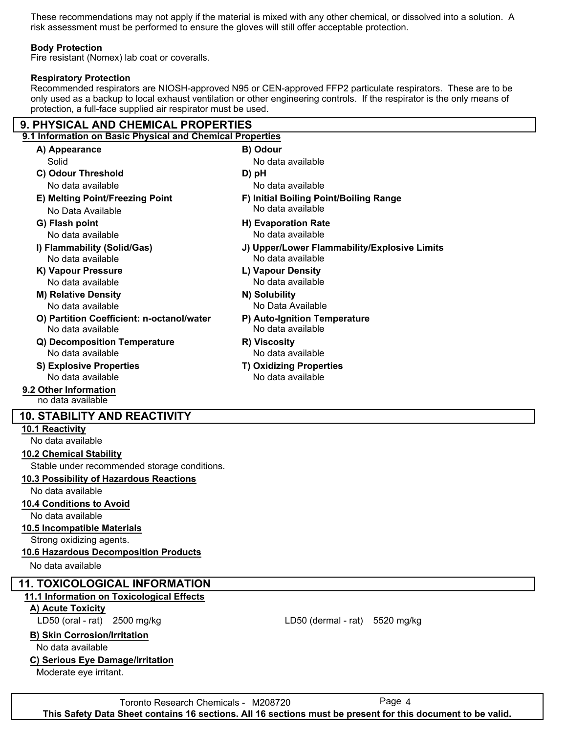These recommendations may not apply if the material is mixed with any other chemical, or dissolved into a solution. A risk assessment must be performed to ensure the gloves will still offer acceptable protection.

**Body Protection**
Fire resistant (Nomex) lab coat or coveralls.

**Respiratory Protection**
Recommended respirators are NIOSH-approved N95 or CEN-approved FFP2 particulate respirators. These are to be only used as a backup to local exhaust ventilation or other engineering controls. If the respirator is the only means of protection, a full-face supplied air respirator must be used.

## 9. PHYSICAL AND CHEMICAL PROPERTIES

### 9.1 Information on Basic Physical and Chemical Properties

**A) Appearance**
Solid

**B) Odour**
No data available

**C) Odour Threshold**
No data available

**D) pH**
No data available

**E) Melting Point/Freezing Point**
No Data Available

**F) Initial Boiling Point/Boiling Range**
No data available

**G) Flash point**
No data available

**H) Evaporation Rate**
No data available

**I) Flammability (Solid/Gas)**
No data available

**J) Upper/Lower Flammability/Explosive Limits**
No data available

**K) Vapour Pressure**
No data available

**L) Vapour Density**
No data available

**M) Relative Density**
No data available

**N) Solubility**
No Data Available

**O) Partition Coefficient: n-octanol/water**
No data available

**P) Auto-Ignition Temperature**
No data available

**Q) Decomposition Temperature**
No data available

**R) Viscosity**
No data available

**S) Explosive Properties**
No data available

**T) Oxidizing Properties**
No data available

### 9.2 Other Information

no data available

## 10. STABILITY AND REACTIVITY

### 10.1 Reactivity

No data available

### 10.2 Chemical Stability

Stable under recommended storage conditions.

### 10.3 Possibility of Hazardous Reactions

No data available

### 10.4 Conditions to Avoid

No data available

### 10.5 Incompatible Materials

Strong oxidizing agents.

### 10.6 Hazardous Decomposition Products

No data available

## 11. TOXICOLOGICAL INFORMATION

### 11.1 Information on Toxicological Effects

**A) Acute Toxicity**

LD50 (oral - rat) 2500 mg/kg

LD50 (dermal - rat) 5520 mg/kg

**B) Skin Corrosion/Irritation**

No data available

**C) Serious Eye Damage/Irritation**

Moderate eye irritant.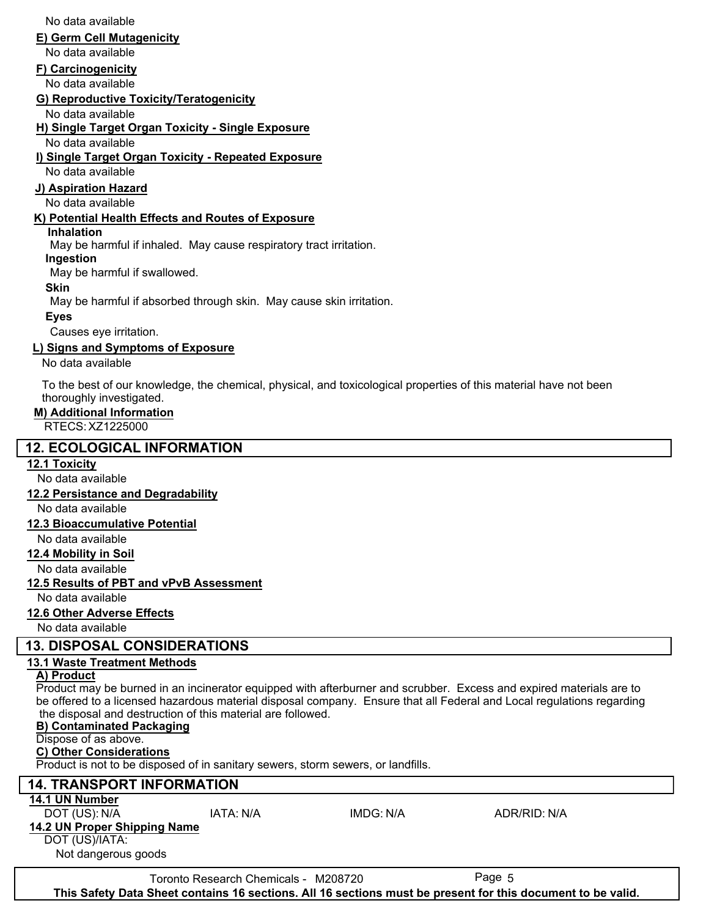No data available

**E) Germ Cell Mutagenicity**

No data available

**F) Carcinogenicity**

No data available

**G) Reproductive Toxicity/Teratogenicity**

No data available

**H) Single Target Organ Toxicity - Single Exposure**

No data available

**I) Single Target Organ Toxicity - Repeated Exposure**

No data available

**J) Aspiration Hazard**

No data available

**K) Potential Health Effects and Routes of Exposure**

**Inhalation**

May be harmful if inhaled. May cause respiratory tract irritation.

**Ingestion**

May be harmful if swallowed.

**Skin**

May be harmful if absorbed through skin. May cause skin irritation.

**Eyes**

Causes eye irritation.

**L) Signs and Symptoms of Exposure**

No data available

To the best of our knowledge, the chemical, physical, and toxicological properties of this material have not been thoroughly investigated.

**M) Additional Information**

RTECS: XZ1225000

## 12. ECOLOGICAL INFORMATION

**12.1 Toxicity**

No data available

**12.2 Persistance and Degradability**

No data available

**12.3 Bioaccumulative Potential**

No data available

**12.4 Mobility in Soil**

No data available

**12.5 Results of PBT and vPvB Assessment**

No data available

**12.6 Other Adverse Effects**

No data available

## 13. DISPOSAL CONSIDERATIONS

**13.1 Waste Treatment Methods**

**A) Product**

Product may be burned in an incinerator equipped with afterburner and scrubber. Excess and expired materials are to be offered to a licensed hazardous material disposal company. Ensure that all Federal and Local regulations regarding the disposal and destruction of this material are followed.

**B) Contaminated Packaging**

Dispose of as above.

**C) Other Considerations**

Product is not to be disposed of in sanitary sewers, storm sewers, or landfills.

## 14. TRANSPORT INFORMATION

**14.1 UN Number**

| DOT (US): N/A | IATA: N/A | IMDG: N/A | ADR/RID: N/A |
|---|---|---|---|

**14.2 UN Proper Shipping Name**

DOT (US)/IATA:

Not dangerous goods

Toronto Research Chemicals - M208720

This Safety Data Sheet contains 16 sections. All 16 sections must be present for this document to be valid.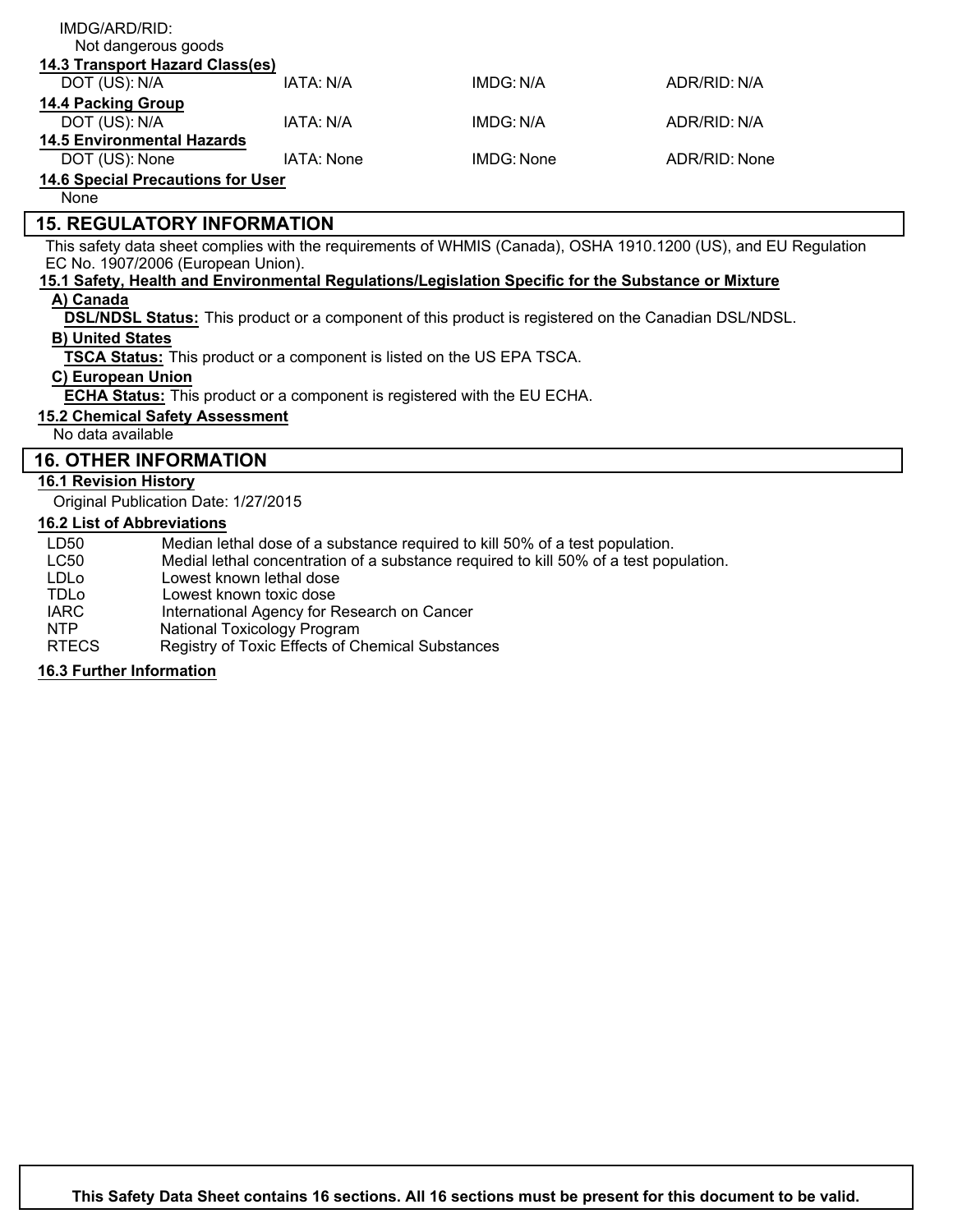IMDG/ARD/RID:

Not dangerous goods

**14.3 Transport Hazard Class(es)**

| | | | |
|---|---|---|---|
| DOT (US): N/A | IATA: N/A | IMDG: N/A | ADR/RID: N/A |

**14.4 Packing Group**

| | | | |
|---|---|---|---|
| DOT (US): N/A | IATA: N/A | IMDG: N/A | ADR/RID: N/A |

**14.5 Environmental Hazards**

| | | | |
|---|---|---|---|
| DOT (US): None | IATA: None | IMDG: None | ADR/RID: None |

**14.6 Special Precautions for User**

None

## 15. REGULATORY INFORMATION

This safety data sheet complies with the requirements of WHMIS (Canada), OSHA 1910.1200 (US), and EU Regulation EC No. 1907/2006 (European Union).

**15.1 Safety, Health and Environmental Regulations/Legislation Specific for the Substance or Mixture**

**A) Canada**

**DSL/NDSL Status:** This product or a component of this product is registered on the Canadian DSL/NDSL.

**B) United States**

**TSCA Status:** This product or a component is listed on the US EPA TSCA.

**C) European Union**

**ECHA Status:** This product or a component is registered with the EU ECHA.

**15.2 Chemical Safety Assessment**

No data available

## 16. OTHER INFORMATION

**16.1 Revision History**

Original Publication Date: 1/27/2015

**16.2 List of Abbreviations**

| | |
|---|---|
| LD50 | Median lethal dose of a substance required to kill 50% of a test population. |
| LC50 | Medial lethal concentration of a substance required to kill 50% of a test population. |
| LDLo | Lowest known lethal dose |
| TDLo | Lowest known toxic dose |
| IARC | International Agency for Research on Cancer |
| NTP | National Toxicology Program |
| RTECS | Registry of Toxic Effects of Chemical Substances |

**16.3 Further Information**

**This Safety Data Sheet contains 16 sections. All 16 sections must be present for this document to be valid.**